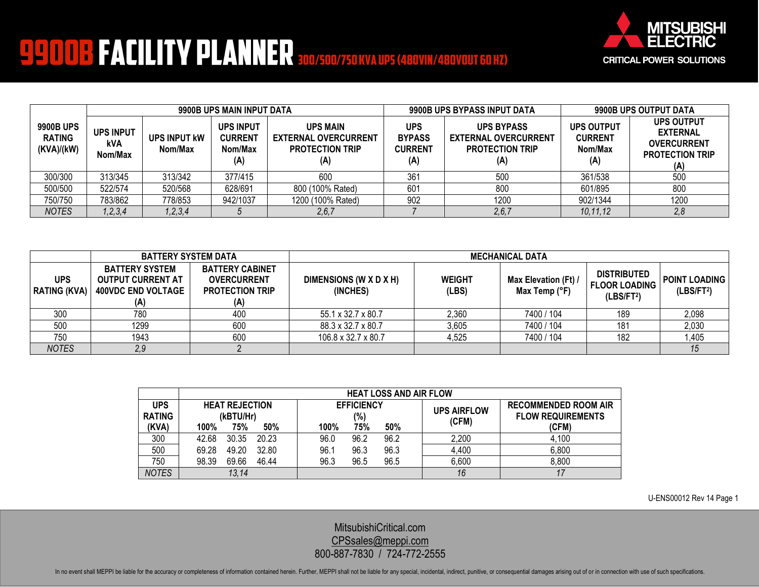# 9900B FACILITY PLANNER 300/500/750 KVA UPS (480VIN/480VOUT 60 HZ)

MITSUBISHI ELECTRIC
CRITICAL POWER SOLUTIONS

| 9900B UPS RATING (KVA)/(kW) | 9900B UPS MAIN INPUT DATA | | | | 9900B UPS BYPASS INPUT DATA | | 9900B UPS OUTPUT DATA | |
|---|---|---|---|---|---|---|---|---|
| | UPS INPUT kVA Nom/Max | UPS INPUT kW Nom/Max | UPS INPUT CURRENT Nom/Max (A) | UPS MAIN EXTERNAL OVERCURRENT PROTECTION TRIP (A) | UPS BYPASS CURRENT (A) | UPS BYPASS EXTERNAL OVERCURRENT PROTECTION TRIP (A) | UPS OUTPUT CURRENT Nom/Max (A) | UPS OUTPUT EXTERNAL OVERCURRENT PROTECTION TRIP (A) |
| 300/300 | 313/345 | 313/342 | 377/415 | 600 | 361 | 500 | 361/538 | 500 |
| 500/500 | 522/574 | 520/568 | 628/691 | 800 (100% Rated) | 601 | 800 | 601/895 | 800 |
| 750/750 | 783/862 | 778/853 | 942/1037 | 1200 (100% Rated) | 902 | 1200 | 902/1344 | 1200 |
| *NOTES* | *1,2,3,4* | *1,2,3,4* | *5* | *2,6,7* | *7* | *2,6,7* | *10,11,12* | *2,8* |

| UPS RATING (KVA) | BATTERY SYSTEM DATA | | MECHANICAL DATA | | | | |
|---|---|---|---|---|---|---|---|
| | BATTERY SYSTEM OUTPUT CURRENT AT 400VDC END VOLTAGE (A) | BATTERY CABINET OVERCURRENT PROTECTION TRIP (A) | DIMENSIONS (W X D X H) (INCHES) | WEIGHT (LBS) | Max Elevation (Ft) / Max Temp (°F) | DISTRIBUTED FLOOR LOADING (LBS/FT²) | POINT LOADING (LBS/FT²) |
| 300 | 780 | 400 | 55.1 x 32.7 x 80.7 | 2,360 | 7400 / 104 | 189 | 2,098 |
| 500 | 1299 | 600 | 88.3 x 32.7 x 80.7 | 3,605 | 7400 / 104 | 181 | 2,030 |
| 750 | 1943 | 600 | 106.8 x 32.7 x 80.7 | 4,525 | 7400 / 104 | 182 | 1,405 |
| *NOTES* | *2,9* | *2* | | | | | *15* |

| UPS RATING (KVA) | HEAT LOSS AND AIR FLOW | | | | | | | |
|---|---|---|---|---|---|---|---|---|
| | HEAT REJECTION (kBTU/Hr) | | | EFFICIENCY (%) | | | UPS AIRFLOW (CFM) | RECOMMENDED ROOM AIR FLOW REQUIREMENTS (CFM) |
| | 100% | 75% | 50% | 100% | 75% | 50% | | |
| 300 | 42.68 | 30.35 | 20.23 | 96.0 | 96.2 | 96.2 | 2,200 | 4,100 |
| 500 | 69.28 | 49.20 | 32.80 | 96.1 | 96.3 | 96.3 | 4,400 | 6,800 |
| 750 | 98.39 | 69.66 | 46.44 | 96.3 | 96.5 | 96.5 | 6,600 | 8,800 |
| *NOTES* | *13,14* | | | | | | *16* | *17* |

U-ENS00012 Rev 14 Page 1

MitsubishiCritical.com
CPSsales@meppi.com
800-887-7830 / 724-772-2555

In no event shall MEPPI be liable for the accuracy or completeness of information contained herein. Further, MEPPI shall not be liable for any special, incidental, indirect, punitive, or consequential damages arising out of or in connection with use of such specifications.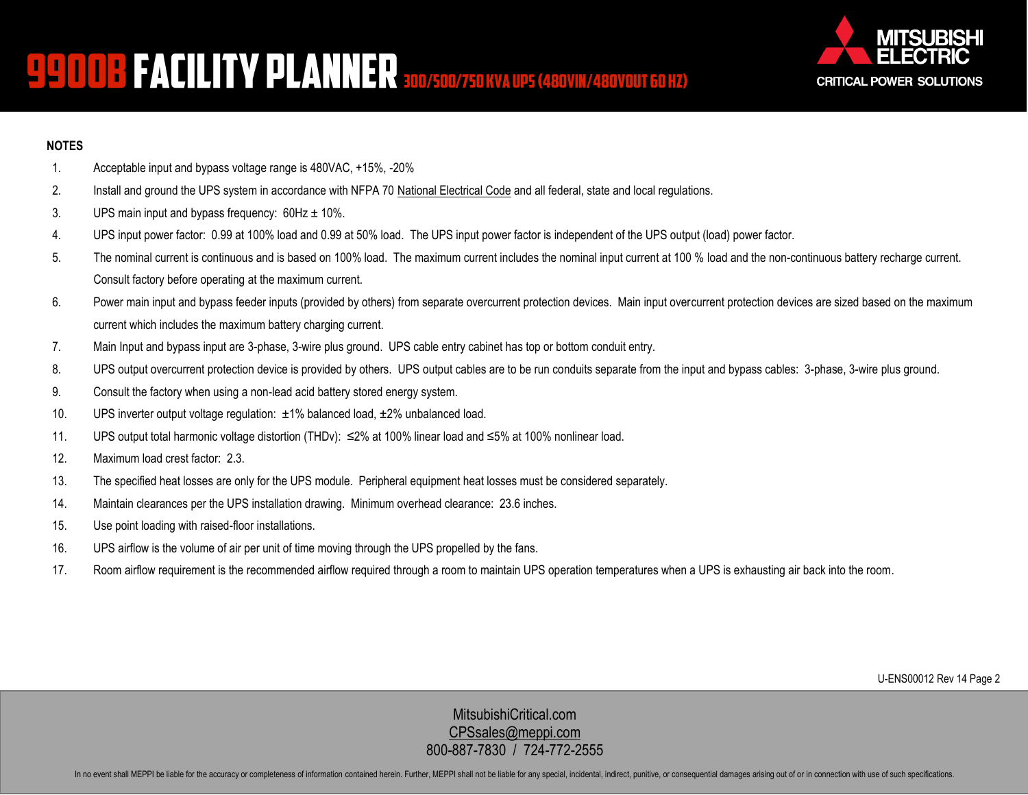**NOTES**

1. Acceptable input and bypass voltage range is 480VAC, +15%, -20%
2. Install and ground the UPS system in accordance with NFPA 70 National Electrical Code and all federal, state and local regulations.
3. UPS main input and bypass frequency: 60Hz ± 10%.
4. UPS input power factor: 0.99 at 100% load and 0.99 at 50% load. The UPS input power factor is independent of the UPS output (load) power factor.
5. The nominal current is continuous and is based on 100% load. The maximum current includes the nominal input current at 100 % load and the non-continuous battery recharge current. Consult factory before operating at the maximum current.
6. Power main input and bypass feeder inputs (provided by others) from separate overcurrent protection devices. Main input overcurrent protection devices are sized based on the maximum current which includes the maximum battery charging current.
7. Main Input and bypass input are 3-phase, 3-wire plus ground. UPS cable entry cabinet has top or bottom conduit entry.
8. UPS output overcurrent protection device is provided by others. UPS output cables are to be run conduits separate from the input and bypass cables: 3-phase, 3-wire plus ground.
9. Consult the factory when using a non-lead acid battery stored energy system.
10. UPS inverter output voltage regulation: ±1% balanced load, ±2% unbalanced load.
11. UPS output total harmonic voltage distortion (THDv): ≤2% at 100% linear load and ≤5% at 100% nonlinear load.
12. Maximum load crest factor: 2.3.
13. The specified heat losses are only for the UPS module. Peripheral equipment heat losses must be considered separately.
14. Maintain clearances per the UPS installation drawing. Minimum overhead clearance: 23.6 inches.
15. Use point loading with raised-floor installations.
16. UPS airflow is the volume of air per unit of time moving through the UPS propelled by the fans.
17. Room airflow requirement is the recommended airflow required through a room to maintain UPS operation temperatures when a UPS is exhausting air back into the room.

U-ENS00012 Rev 14

MitsubishiCritical.com
CPSsales@meppi.com
800-887-7830 / 724-772-2555

In no event shall MEPPI be liable for the accuracy or completeness of information contained herein. Further, MEPPI shall not be liable for any special, incidental, indirect, punitive, or consequential damages arising out of or in connection with use of such specifications.